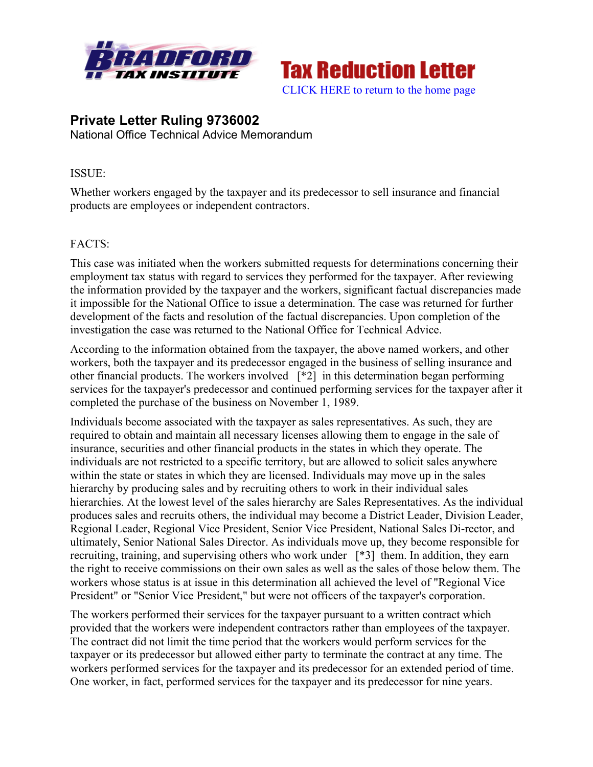Bradford Tax Institute

# Tax Reduction Letter

CLICK HERE to return to the home page

## Private Letter Ruling 9736002

National Office Technical Advice Memorandum

ISSUE:

Whether workers engaged by the taxpayer and its predecessor to sell insurance and financial products are employees or independent contractors.

FACTS:

This case was initiated when the workers submitted requests for determinations concerning their employment tax status with regard to services they performed for the taxpayer. After reviewing the information provided by the taxpayer and the workers, significant factual discrepancies made it impossible for the National Office to issue a determination. The case was returned for further development of the facts and resolution of the factual discrepancies. Upon completion of the investigation the case was returned to the National Office for Technical Advice.

According to the information obtained from the taxpayer, the above named workers, and other workers, both the taxpayer and its predecessor engaged in the business of selling insurance and other financial products. The workers involved [*2] in this determination began performing services for the taxpayer's predecessor and continued performing services for the taxpayer after it completed the purchase of the business on November 1, 1989.

Individuals become associated with the taxpayer as sales representatives. As such, they are required to obtain and maintain all necessary licenses allowing them to engage in the sale of insurance, securities and other financial products in the states in which they operate. The individuals are not restricted to a specific territory, but are allowed to solicit sales anywhere within the state or states in which they are licensed. Individuals may move up in the sales hierarchy by producing sales and by recruiting others to work in their individual sales hierarchies. At the lowest level of the sales hierarchy are Sales Representatives. As the individual produces sales and recruits others, the individual may become a District Leader, Division Leader, Regional Leader, Regional Vice President, Senior Vice President, National Sales Di-rector, and ultimately, Senior National Sales Director. As individuals move up, they become responsible for recruiting, training, and supervising others who work under [*3] them. In addition, they earn the right to receive commissions on their own sales as well as the sales of those below them. The workers whose status is at issue in this determination all achieved the level of "Regional Vice President" or "Senior Vice President," but were not officers of the taxpayer's corporation.

The workers performed their services for the taxpayer pursuant to a written contract which provided that the workers were independent contractors rather than employees of the taxpayer. The contract did not limit the time period that the workers would perform services for the taxpayer or its predecessor but allowed either party to terminate the contract at any time. The workers performed services for the taxpayer and its predecessor for an extended period of time. One worker, in fact, performed services for the taxpayer and its predecessor for nine years.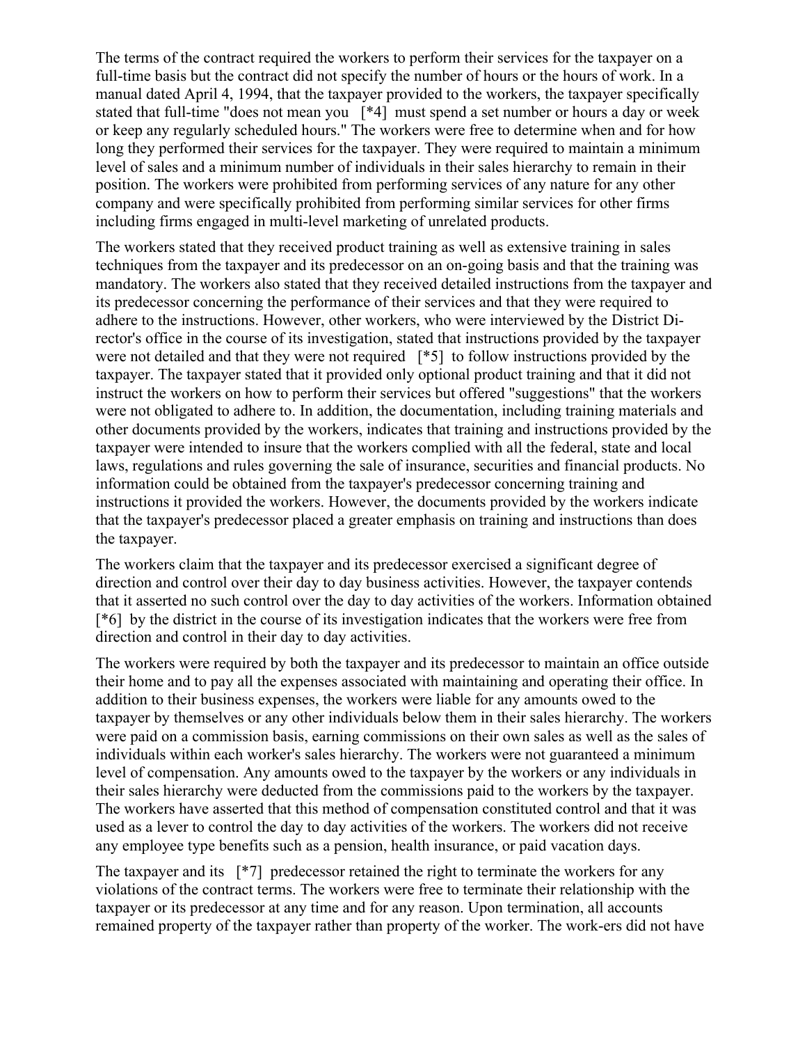The terms of the contract required the workers to perform their services for the taxpayer on a full-time basis but the contract did not specify the number of hours or the hours of work. In a manual dated April 4, 1994, that the taxpayer provided to the workers, the taxpayer specifically stated that full-time "does not mean you [*4] must spend a set number or hours a day or week or keep any regularly scheduled hours." The workers were free to determine when and for how long they performed their services for the taxpayer. They were required to maintain a minimum level of sales and a minimum number of individuals in their sales hierarchy to remain in their position. The workers were prohibited from performing services of any nature for any other company and were specifically prohibited from performing similar services for other firms including firms engaged in multi-level marketing of unrelated products.

The workers stated that they received product training as well as extensive training in sales techniques from the taxpayer and its predecessor on an on-going basis and that the training was mandatory. The workers also stated that they received detailed instructions from the taxpayer and its predecessor concerning the performance of their services and that they were required to adhere to the instructions. However, other workers, who were interviewed by the District Director's office in the course of its investigation, stated that instructions provided by the taxpayer were not detailed and that they were not required [*5] to follow instructions provided by the taxpayer. The taxpayer stated that it provided only optional product training and that it did not instruct the workers on how to perform their services but offered "suggestions" that the workers were not obligated to adhere to. In addition, the documentation, including training materials and other documents provided by the workers, indicates that training and instructions provided by the taxpayer were intended to insure that the workers complied with all the federal, state and local laws, regulations and rules governing the sale of insurance, securities and financial products. No information could be obtained from the taxpayer's predecessor concerning training and instructions it provided the workers. However, the documents provided by the workers indicate that the taxpayer's predecessor placed a greater emphasis on training and instructions than does the taxpayer.

The workers claim that the taxpayer and its predecessor exercised a significant degree of direction and control over their day to day business activities. However, the taxpayer contends that it asserted no such control over the day to day activities of the workers. Information obtained [*6] by the district in the course of its investigation indicates that the workers were free from direction and control in their day to day activities.

The workers were required by both the taxpayer and its predecessor to maintain an office outside their home and to pay all the expenses associated with maintaining and operating their office. In addition to their business expenses, the workers were liable for any amounts owed to the taxpayer by themselves or any other individuals below them in their sales hierarchy. The workers were paid on a commission basis, earning commissions on their own sales as well as the sales of individuals within each worker's sales hierarchy. The workers were not guaranteed a minimum level of compensation. Any amounts owed to the taxpayer by the workers or any individuals in their sales hierarchy were deducted from the commissions paid to the workers by the taxpayer. The workers have asserted that this method of compensation constituted control and that it was used as a lever to control the day to day activities of the workers. The workers did not receive any employee type benefits such as a pension, health insurance, or paid vacation days.

The taxpayer and its [*7] predecessor retained the right to terminate the workers for any violations of the contract terms. The workers were free to terminate their relationship with the taxpayer or its predecessor at any time and for any reason. Upon termination, all accounts remained property of the taxpayer rather than property of the worker. The workers did not have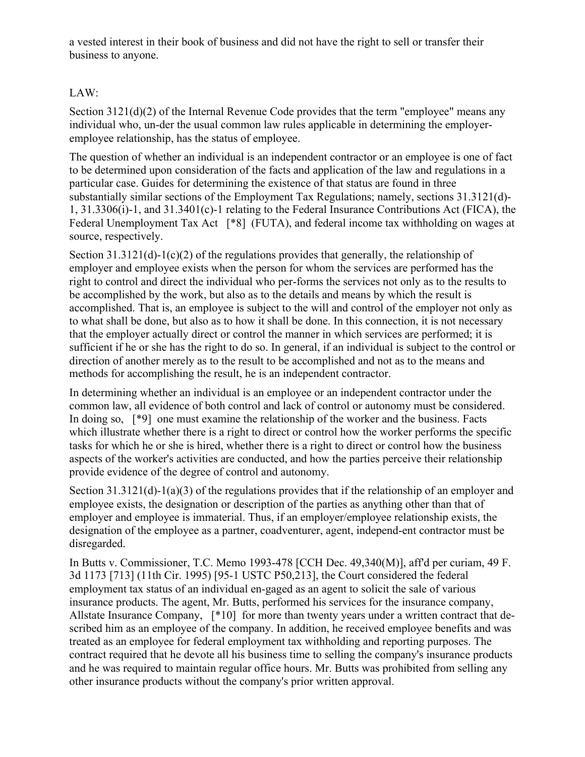a vested interest in their book of business and did not have the right to sell or transfer their business to anyone.

LAW:

Section 3121(d)(2) of the Internal Revenue Code provides that the term "employee" means any individual who, un-der the usual common law rules applicable in determining the employer-employee relationship, has the status of employee.

The question of whether an individual is an independent contractor or an employee is one of fact to be determined upon consideration of the facts and application of the law and regulations in a particular case. Guides for determining the existence of that status are found in three substantially similar sections of the Employment Tax Regulations; namely, sections 31.3121(d)-1, 31.3306(i)-1, and 31.3401(c)-1 relating to the Federal Insurance Contributions Act (FICA), the Federal Unemployment Tax Act [*8] (FUTA), and federal income tax withholding on wages at source, respectively.

Section 31.3121(d)-1(c)(2) of the regulations provides that generally, the relationship of employer and employee exists when the person for whom the services are performed has the right to control and direct the individual who per-forms the services not only as to the results to be accomplished by the work, but also as to the details and means by which the result is accomplished. That is, an employee is subject to the will and control of the employer not only as to what shall be done, but also as to how it shall be done. In this connection, it is not necessary that the employer actually direct or control the manner in which services are performed; it is sufficient if he or she has the right to do so. In general, if an individual is subject to the control or direction of another merely as to the result to be accomplished and not as to the means and methods for accomplishing the result, he is an independent contractor.

In determining whether an individual is an employee or an independent contractor under the common law, all evidence of both control and lack of control or autonomy must be considered. In doing so, [*9] one must examine the relationship of the worker and the business. Facts which illustrate whether there is a right to direct or control how the worker performs the specific tasks for which he or she is hired, whether there is a right to direct or control how the business aspects of the worker's activities are conducted, and how the parties perceive their relationship provide evidence of the degree of control and autonomy.

Section 31.3121(d)-1(a)(3) of the regulations provides that if the relationship of an employer and employee exists, the designation or description of the parties as anything other than that of employer and employee is immaterial. Thus, if an employer/employee relationship exists, the designation of the employee as a partner, coadventurer, agent, independ-ent contractor must be disregarded.

In Butts v. Commissioner, T.C. Memo 1993-478 [CCH Dec. 49,340(M)], aff'd per curiam, 49 F. 3d 1173 [713] (11th Cir. 1995) [95-1 USTC P50,213], the Court considered the federal employment tax status of an individual en-gaged as an agent to solicit the sale of various insurance products. The agent, Mr. Butts, performed his services for the insurance company, Allstate Insurance Company, [*10] for more than twenty years under a written contract that de-scribed him as an employee of the company. In addition, he received employee benefits and was treated as an employee for federal employment tax withholding and reporting purposes. The contract required that he devote all his business time to selling the company's insurance products and he was required to maintain regular office hours. Mr. Butts was prohibited from selling any other insurance products without the company's prior written approval.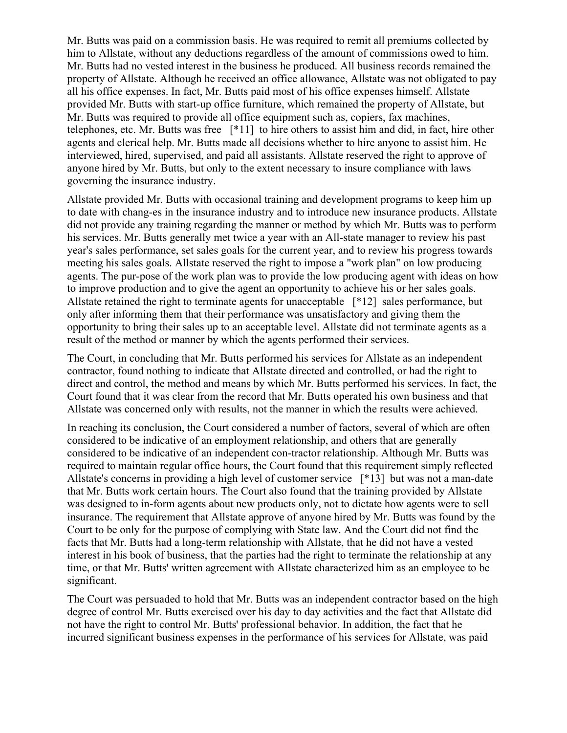Mr. Butts was paid on a commission basis. He was required to remit all premiums collected by him to Allstate, without any deductions regardless of the amount of commissions owed to him. Mr. Butts had no vested interest in the business he produced. All business records remained the property of Allstate. Although he received an office allowance, Allstate was not obligated to pay all his office expenses. In fact, Mr. Butts paid most of his office expenses himself. Allstate provided Mr. Butts with start-up office furniture, which remained the property of Allstate, but Mr. Butts was required to provide all office equipment such as, copiers, fax machines, telephones, etc. Mr. Butts was free [*11] to hire others to assist him and did, in fact, hire other agents and clerical help. Mr. Butts made all decisions whether to hire anyone to assist him. He interviewed, hired, supervised, and paid all assistants. Allstate reserved the right to approve of anyone hired by Mr. Butts, but only to the extent necessary to insure compliance with laws governing the insurance industry.

Allstate provided Mr. Butts with occasional training and development programs to keep him up to date with chang-es in the insurance industry and to introduce new insurance products. Allstate did not provide any training regarding the manner or method by which Mr. Butts was to perform his services. Mr. Butts generally met twice a year with an All-state manager to review his past year's sales performance, set sales goals for the current year, and to review his progress towards meeting his sales goals. Allstate reserved the right to impose a "work plan" on low producing agents. The pur-pose of the work plan was to provide the low producing agent with ideas on how to improve production and to give the agent an opportunity to achieve his or her sales goals. Allstate retained the right to terminate agents for unacceptable [*12] sales performance, but only after informing them that their performance was unsatisfactory and giving them the opportunity to bring their sales up to an acceptable level. Allstate did not terminate agents as a result of the method or manner by which the agents performed their services.

The Court, in concluding that Mr. Butts performed his services for Allstate as an independent contractor, found nothing to indicate that Allstate directed and controlled, or had the right to direct and control, the method and means by which Mr. Butts performed his services. In fact, the Court found that it was clear from the record that Mr. Butts operated his own business and that Allstate was concerned only with results, not the manner in which the results were achieved.

In reaching its conclusion, the Court considered a number of factors, several of which are often considered to be indicative of an employment relationship, and others that are generally considered to be indicative of an independent con-tractor relationship. Although Mr. Butts was required to maintain regular office hours, the Court found that this requirement simply reflected Allstate's concerns in providing a high level of customer service [*13] but was not a man-date that Mr. Butts work certain hours. The Court also found that the training provided by Allstate was designed to in-form agents about new products only, not to dictate how agents were to sell insurance. The requirement that Allstate approve of anyone hired by Mr. Butts was found by the Court to be only for the purpose of complying with State law. And the Court did not find the facts that Mr. Butts had a long-term relationship with Allstate, that he did not have a vested interest in his book of business, that the parties had the right to terminate the relationship at any time, or that Mr. Butts' written agreement with Allstate characterized him as an employee to be significant.

The Court was persuaded to hold that Mr. Butts was an independent contractor based on the high degree of control Mr. Butts exercised over his day to day activities and the fact that Allstate did not have the right to control Mr. Butts' professional behavior. In addition, the fact that he incurred significant business expenses in the performance of his services for Allstate, was paid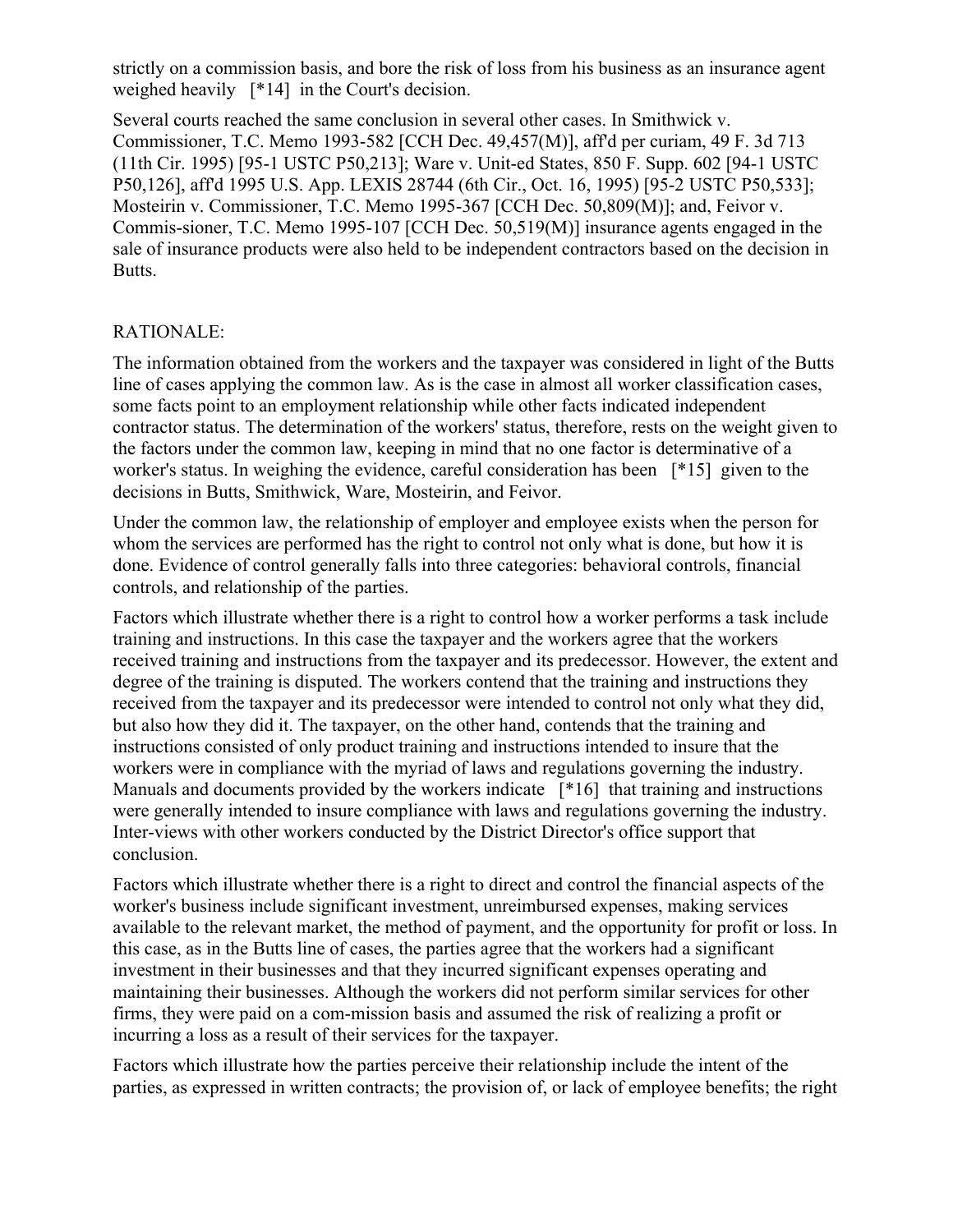strictly on a commission basis, and bore the risk of loss from his business as an insurance agent weighed heavily [*14] in the Court's decision.

Several courts reached the same conclusion in several other cases. In Smithwick v. Commissioner, T.C. Memo 1993-582 [CCH Dec. 49,457(M)], aff'd per curiam, 49 F. 3d 713 (11th Cir. 1995) [95-1 USTC P50,213]; Ware v. Unit-ed States, 850 F. Supp. 602 [94-1 USTC P50,126], aff'd 1995 U.S. App. LEXIS 28744 (6th Cir., Oct. 16, 1995) [95-2 USTC P50,533]; Mosteirin v. Commissioner, T.C. Memo 1995-367 [CCH Dec. 50,809(M)]; and, Feivor v. Commis-sioner, T.C. Memo 1995-107 [CCH Dec. 50,519(M)] insurance agents engaged in the sale of insurance products were also held to be independent contractors based on the decision in Butts.

RATIONALE:

The information obtained from the workers and the taxpayer was considered in light of the Butts line of cases applying the common law. As is the case in almost all worker classification cases, some facts point to an employment relationship while other facts indicated independent contractor status. The determination of the workers' status, therefore, rests on the weight given to the factors under the common law, keeping in mind that no one factor is determinative of a worker's status. In weighing the evidence, careful consideration has been [*15] given to the decisions in Butts, Smithwick, Ware, Mosteirin, and Feivor.

Under the common law, the relationship of employer and employee exists when the person for whom the services are performed has the right to control not only what is done, but how it is done. Evidence of control generally falls into three categories: behavioral controls, financial controls, and relationship of the parties.

Factors which illustrate whether there is a right to control how a worker performs a task include training and instructions. In this case the taxpayer and the workers agree that the workers received training and instructions from the taxpayer and its predecessor. However, the extent and degree of the training is disputed. The workers contend that the training and instructions they received from the taxpayer and its predecessor were intended to control not only what they did, but also how they did it. The taxpayer, on the other hand, contends that the training and instructions consisted of only product training and instructions intended to insure that the workers were in compliance with the myriad of laws and regulations governing the industry. Manuals and documents provided by the workers indicate [*16] that training and instructions were generally intended to insure compliance with laws and regulations governing the industry. Inter-views with other workers conducted by the District Director's office support that conclusion.

Factors which illustrate whether there is a right to direct and control the financial aspects of the worker's business include significant investment, unreimbursed expenses, making services available to the relevant market, the method of payment, and the opportunity for profit or loss. In this case, as in the Butts line of cases, the parties agree that the workers had a significant investment in their businesses and that they incurred significant expenses operating and maintaining their businesses. Although the workers did not perform similar services for other firms, they were paid on a com-mission basis and assumed the risk of realizing a profit or incurring a loss as a result of their services for the taxpayer.

Factors which illustrate how the parties perceive their relationship include the intent of the parties, as expressed in written contracts; the provision of, or lack of employee benefits; the right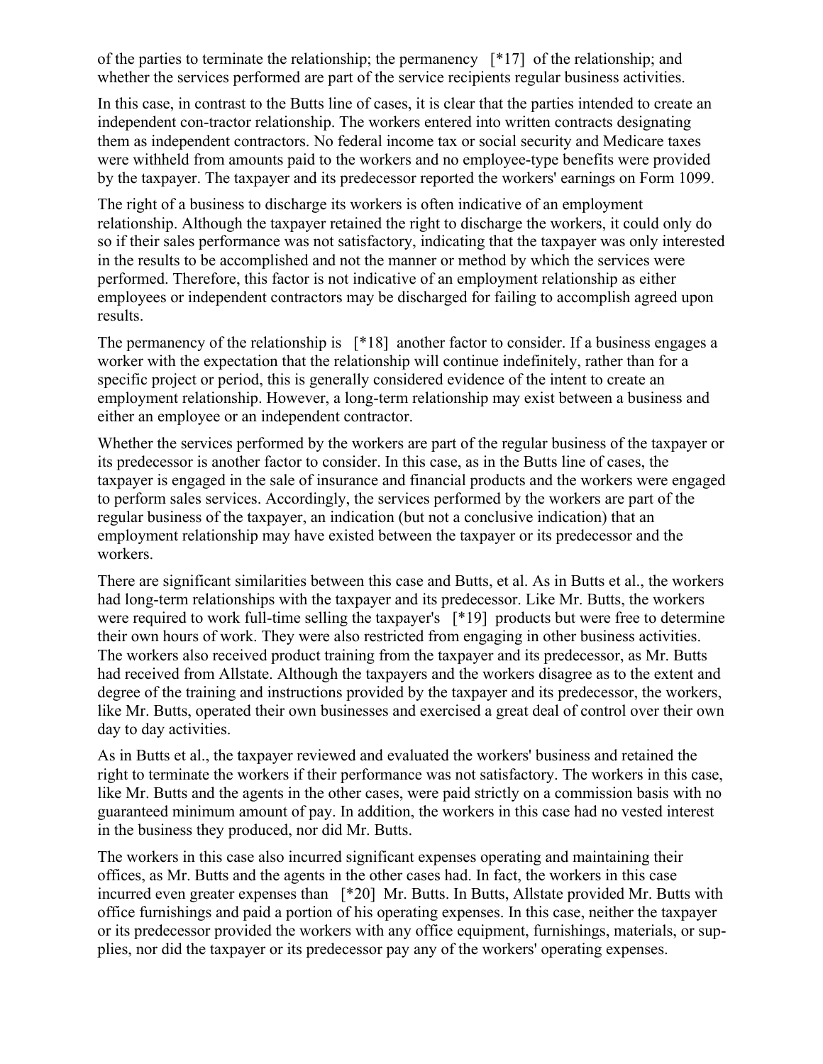of the parties to terminate the relationship; the permanency [*17] of the relationship; and whether the services performed are part of the service recipients regular business activities.

In this case, in contrast to the Butts line of cases, it is clear that the parties intended to create an independent con-tractor relationship. The workers entered into written contracts designating them as independent contractors. No federal income tax or social security and Medicare taxes were withheld from amounts paid to the workers and no employee-type benefits were provided by the taxpayer. The taxpayer and its predecessor reported the workers' earnings on Form 1099.

The right of a business to discharge its workers is often indicative of an employment relationship. Although the taxpayer retained the right to discharge the workers, it could only do so if their sales performance was not satisfactory, indicating that the taxpayer was only interested in the results to be accomplished and not the manner or method by which the services were performed. Therefore, this factor is not indicative of an employment relationship as either employees or independent contractors may be discharged for failing to accomplish agreed upon results.

The permanency of the relationship is [*18] another factor to consider. If a business engages a worker with the expectation that the relationship will continue indefinitely, rather than for a specific project or period, this is generally considered evidence of the intent to create an employment relationship. However, a long-term relationship may exist between a business and either an employee or an independent contractor.

Whether the services performed by the workers are part of the regular business of the taxpayer or its predecessor is another factor to consider. In this case, as in the Butts line of cases, the taxpayer is engaged in the sale of insurance and financial products and the workers were engaged to perform sales services. Accordingly, the services performed by the workers are part of the regular business of the taxpayer, an indication (but not a conclusive indication) that an employment relationship may have existed between the taxpayer or its predecessor and the workers.

There are significant similarities between this case and Butts, et al. As in Butts et al., the workers had long-term relationships with the taxpayer and its predecessor. Like Mr. Butts, the workers were required to work full-time selling the taxpayer's [*19] products but were free to determine their own hours of work. They were also restricted from engaging in other business activities. The workers also received product training from the taxpayer and its predecessor, as Mr. Butts had received from Allstate. Although the taxpayers and the workers disagree as to the extent and degree of the training and instructions provided by the taxpayer and its predecessor, the workers, like Mr. Butts, operated their own businesses and exercised a great deal of control over their own day to day activities.

As in Butts et al., the taxpayer reviewed and evaluated the workers' business and retained the right to terminate the workers if their performance was not satisfactory. The workers in this case, like Mr. Butts and the agents in the other cases, were paid strictly on a commission basis with no guaranteed minimum amount of pay. In addition, the workers in this case had no vested interest in the business they produced, nor did Mr. Butts.

The workers in this case also incurred significant expenses operating and maintaining their offices, as Mr. Butts and the agents in the other cases had. In fact, the workers in this case incurred even greater expenses than [*20] Mr. Butts. In Butts, Allstate provided Mr. Butts with office furnishings and paid a portion of his operating expenses. In this case, neither the taxpayer or its predecessor provided the workers with any office equipment, furnishings, materials, or sup-plies, nor did the taxpayer or its predecessor pay any of the workers' operating expenses.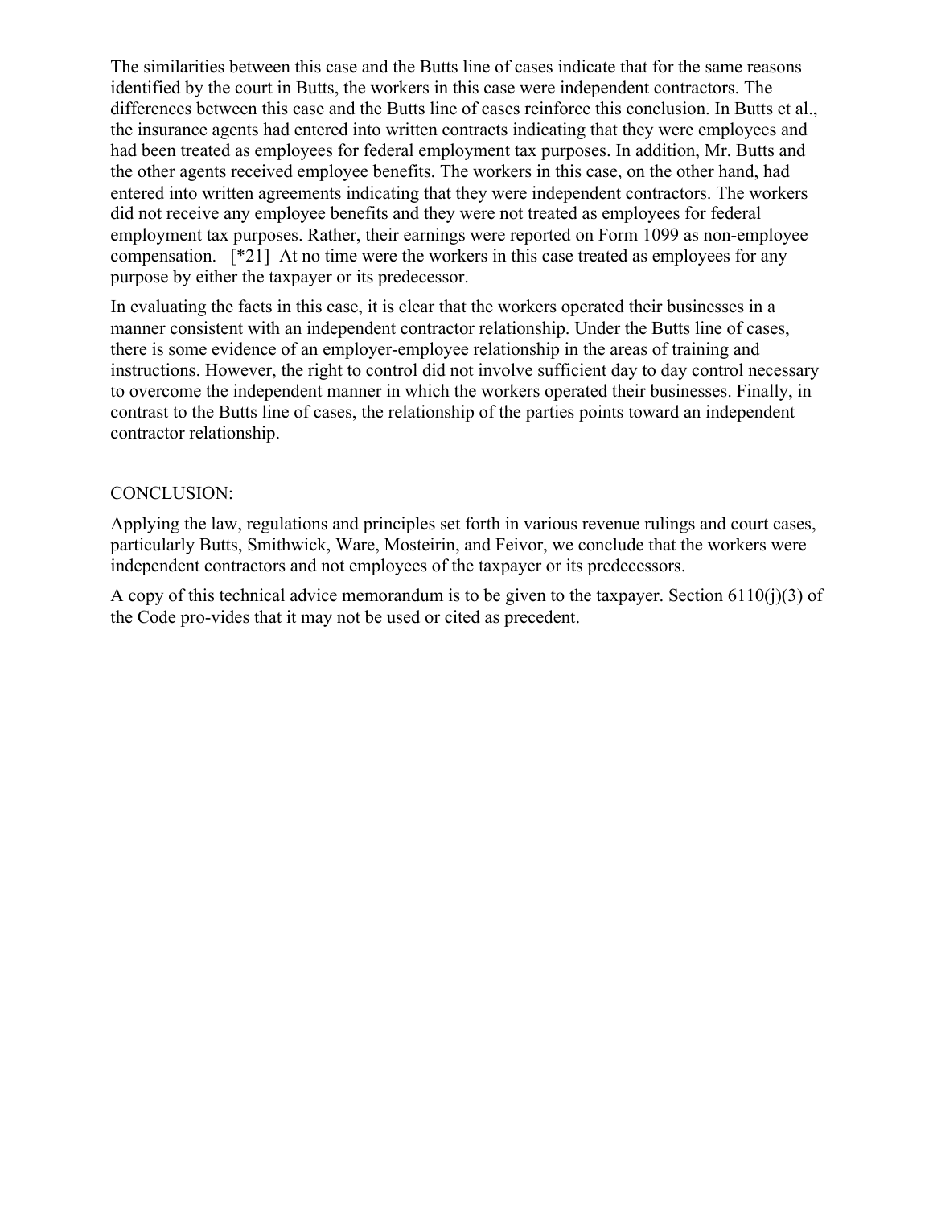The similarities between this case and the Butts line of cases indicate that for the same reasons identified by the court in Butts, the workers in this case were independent contractors. The differences between this case and the Butts line of cases reinforce this conclusion. In Butts et al., the insurance agents had entered into written contracts indicating that they were employees and had been treated as employees for federal employment tax purposes. In addition, Mr. Butts and the other agents received employee benefits. The workers in this case, on the other hand, had entered into written agreements indicating that they were independent contractors. The workers did not receive any employee benefits and they were not treated as employees for federal employment tax purposes. Rather, their earnings were reported on Form 1099 as non-employee compensation. [*21] At no time were the workers in this case treated as employees for any purpose by either the taxpayer or its predecessor.

In evaluating the facts in this case, it is clear that the workers operated their businesses in a manner consistent with an independent contractor relationship. Under the Butts line of cases, there is some evidence of an employer-employee relationship in the areas of training and instructions. However, the right to control did not involve sufficient day to day control necessary to overcome the independent manner in which the workers operated their businesses. Finally, in contrast to the Butts line of cases, the relationship of the parties points toward an independent contractor relationship.

CONCLUSION:

Applying the law, regulations and principles set forth in various revenue rulings and court cases, particularly Butts, Smithwick, Ware, Mosteirin, and Feivor, we conclude that the workers were independent contractors and not employees of the taxpayer or its predecessors.

A copy of this technical advice memorandum is to be given to the taxpayer. Section 6110(j)(3) of the Code pro-vides that it may not be used or cited as precedent.